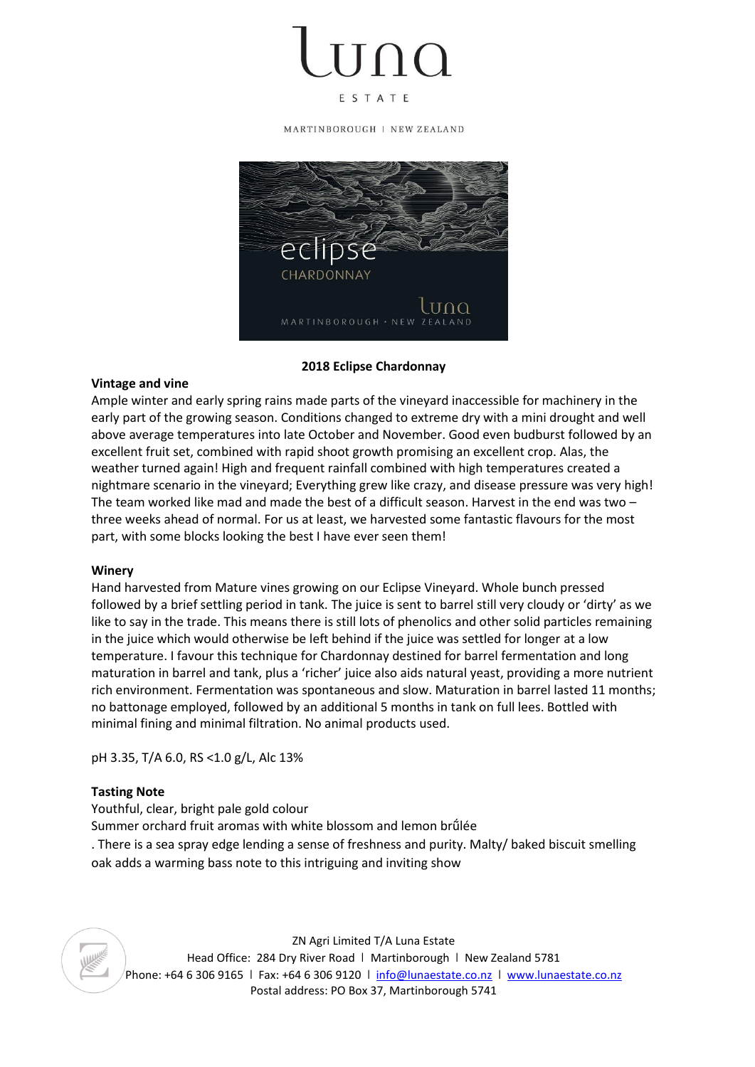# Luna

ESTATE

MARTINBOROUGH | NEW ZEALAND

**2018 Eclipse Chardonnay**

**Vintage and vine**

Ample winter and early spring rains made parts of the vineyard inaccessible for machinery in the early part of the growing season. Conditions changed to extreme dry with a mini drought and well above average temperatures into late October and November. Good even budburst followed by an excellent fruit set, combined with rapid shoot growth promising an excellent crop. Alas, the weather turned again! High and frequent rainfall combined with high temperatures created a nightmare scenario in the vineyard; Everything grew like crazy, and disease pressure was very high! The team worked like mad and made the best of a difficult season. Harvest in the end was two – three weeks ahead of normal. For us at least, we harvested some fantastic flavours for the most part, with some blocks looking the best I have ever seen them!

**Winery**

Hand harvested from Mature vines growing on our Eclipse Vineyard. Whole bunch pressed followed by a brief settling period in tank. The juice is sent to barrel still very cloudy or 'dirty' as we like to say in the trade. This means there is still lots of phenolics and other solid particles remaining in the juice which would otherwise be left behind if the juice was settled for longer at a low temperature. I favour this technique for Chardonnay destined for barrel fermentation and long maturation in barrel and tank, plus a 'richer' juice also aids natural yeast, providing a more nutrient rich environment. Fermentation was spontaneous and slow. Maturation in barrel lasted 11 months; no battonage employed, followed by an additional 5 months in tank on full lees. Bottled with minimal fining and minimal filtration. No animal products used.

pH 3.35, T/A 6.0, RS <1.0 g/L, Alc 13%

**Tasting Note**

Youthful, clear, bright pale gold colour

Summer orchard fruit aromas with white blossom and lemon brűlée

. There is a sea spray edge lending a sense of freshness and purity. Malty/ baked biscuit smelling oak adds a warming bass note to this intriguing and inviting show

ZN Agri Limited T/A Luna Estate
Head Office: 284 Dry River Road | Martinborough | New Zealand 5781
Phone: +64 6 306 9165 | Fax: +64 6 306 9120 | info@lunaestate.co.nz | www.lunaestate.co.nz
Postal address: PO Box 37, Martinborough 5741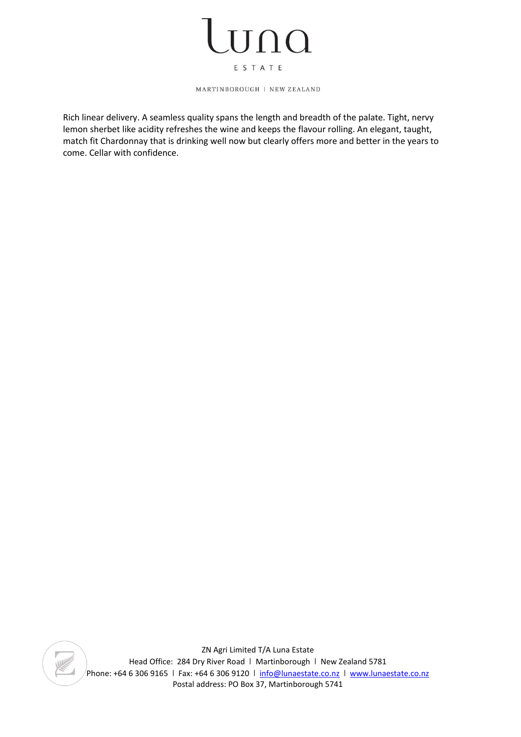Rich linear delivery. A seamless quality spans the length and breadth of the palate. Tight, nervy lemon sherbet like acidity refreshes the wine and keeps the flavour rolling. An elegant, taught, match fit Chardonnay that is drinking well now but clearly offers more and better in the years to come. Cellar with confidence.